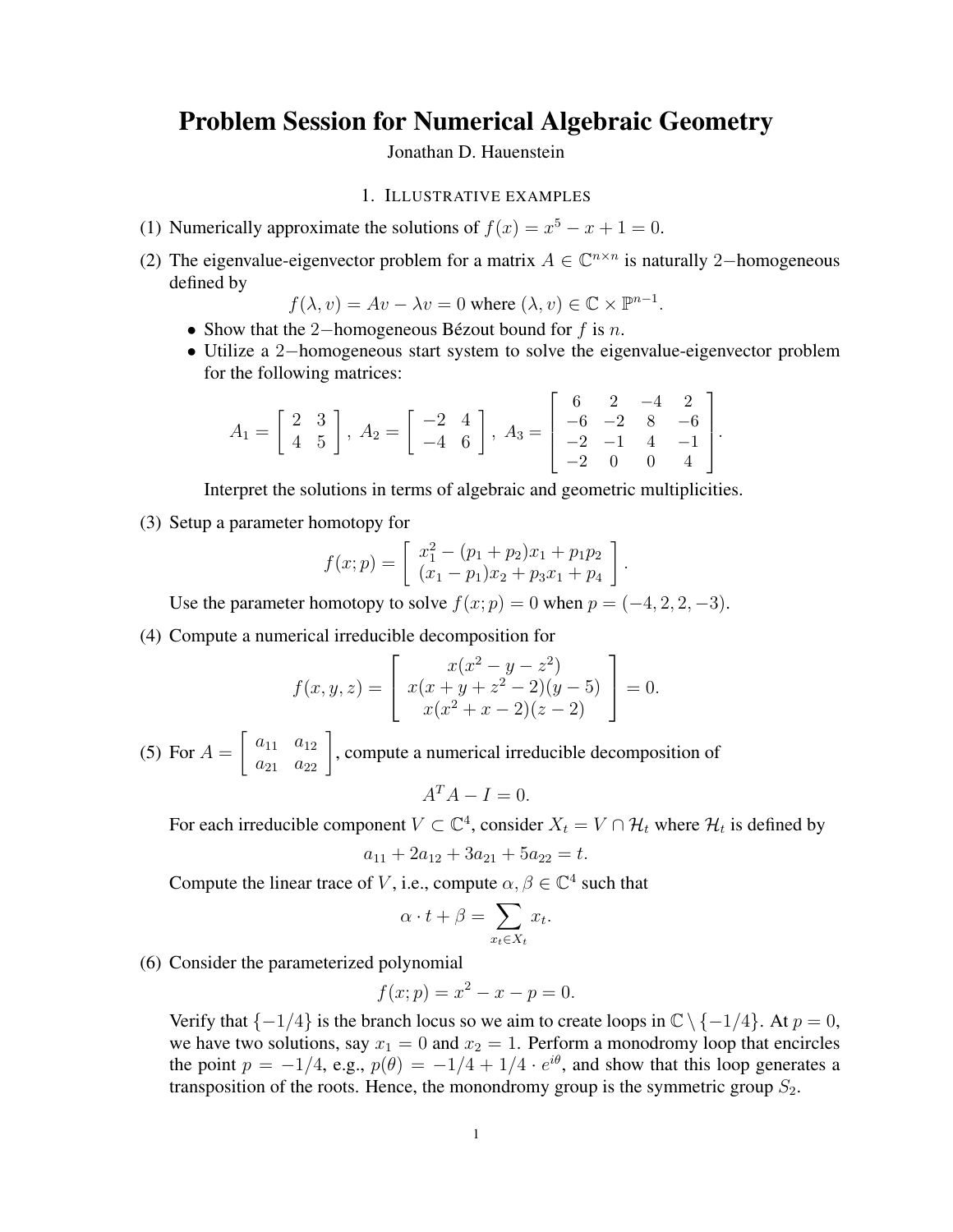# Problem Session for Numerical Algebraic Geometry

Jonathan D. Hauenstein

## 1. Illustrative examples

(1) Numerically approximate the solutions of $f(x) = x^5 - x + 1 = 0$.

(2) The eigenvalue-eigenvector problem for a matrix $A \in \mathbb{C}^{n \times n}$ is naturally $2-$homogeneous defined by

$$f(\lambda, v) = Av - \lambda v = 0 \text{ where } (\lambda, v) \in \mathbb{C} \times \mathbb{P}^{n-1}.$$

- Show that the $2-$homogeneous Bézout bound for $f$ is $n$.
- Utilize a $2-$homogeneous start system to solve the eigenvalue-eigenvector problem for the following matrices:

$$A_1 = \begin{bmatrix} 2 & 3 \\ 4 & 5 \end{bmatrix},\ A_2 = \begin{bmatrix} -2 & 4 \\ -4 & 6 \end{bmatrix},\ A_3 = \begin{bmatrix} 6 & 2 & -4 & 2 \\ -6 & -2 & 8 & -6 \\ -2 & -1 & 4 & -1 \\ -2 & 0 & 0 & 4 \end{bmatrix}.$$

Interpret the solutions in terms of algebraic and geometric multiplicities.

(3) Setup a parameter homotopy for

$$f(x; p) = \begin{bmatrix} x_1^2 - (p_1 + p_2)x_1 + p_1 p_2 \\ (x_1 - p_1)x_2 + p_3 x_1 + p_4 \end{bmatrix}.$$

Use the parameter homotopy to solve $f(x; p) = 0$ when $p = (-4, 2, 2, -3)$.

(4) Compute a numerical irreducible decomposition for

$$f(x, y, z) = \begin{bmatrix} x(x^2 - y - z^2) \\ x(x + y + z^2 - 2)(y - 5) \\ x(x^2 + x - 2)(z - 2) \end{bmatrix} = 0.$$

(5) For $A = \begin{bmatrix} a_{11} & a_{12} \\ a_{21} & a_{22} \end{bmatrix}$, compute a numerical irreducible decomposition of

$$A^T A - I = 0.$$

For each irreducible component $V \subset \mathbb{C}^4$, consider $X_t = V \cap \mathcal{H}_t$ where $\mathcal{H}_t$ is defined by

$$a_{11} + 2a_{12} + 3a_{21} + 5a_{22} = t.$$

Compute the linear trace of $V$, i.e., compute $\alpha, \beta \in \mathbb{C}^4$ such that

$$\alpha \cdot t + \beta = \sum_{x_t \in X_t} x_t.$$

(6) Consider the parameterized polynomial

$$f(x; p) = x^2 - x - p = 0.$$

Verify that $\{-1/4\}$ is the branch locus so we aim to create loops in $\mathbb{C} \setminus \{-1/4\}$. At $p = 0$, we have two solutions, say $x_1 = 0$ and $x_2 = 1$. Perform a monodromy loop that encircles the point $p = -1/4$, e.g., $p(\theta) = -1/4 + 1/4 \cdot e^{i\theta}$, and show that this loop generates a transposition of the roots. Hence, the monondromy group is the symmetric group $S_2$.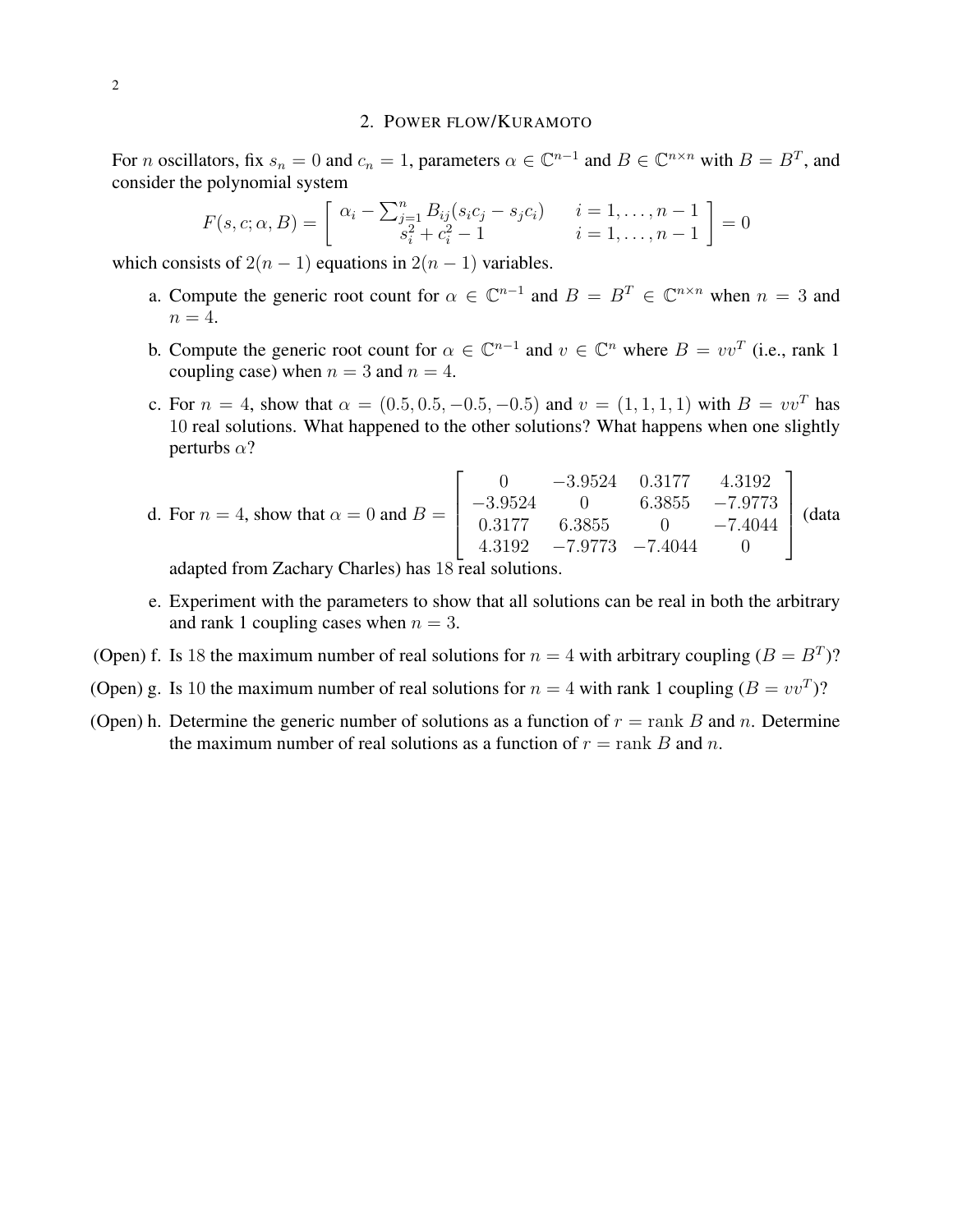## 2. Power flow/Kuramoto

For $n$ oscillators, fix $s_n = 0$ and $c_n = 1$, parameters $\alpha \in \mathbb{C}^{n-1}$ and $B \in \mathbb{C}^{n\times n}$ with $B = B^T$, and consider the polynomial system

$$F(s, c; \alpha, B) = \begin{bmatrix} \alpha_i - \sum_{j=1}^n B_{ij}(s_i c_j - s_j c_i) & i = 1, \ldots, n-1 \\ s_i^2 + c_i^2 - 1 & i = 1, \ldots, n-1 \end{bmatrix} = 0$$

which consists of $2(n-1)$ equations in $2(n-1)$ variables.

a. Compute the generic root count for $\alpha \in \mathbb{C}^{n-1}$ and $B = B^T \in \mathbb{C}^{n\times n}$ when $n = 3$ and $n = 4$.

b. Compute the generic root count for $\alpha \in \mathbb{C}^{n-1}$ and $v \in \mathbb{C}^n$ where $B = vv^T$ (i.e., rank 1 coupling case) when $n = 3$ and $n = 4$.

c. For $n = 4$, show that $\alpha = (0.5, 0.5, -0.5, -0.5)$ and $v = (1, 1, 1, 1)$ with $B = vv^T$ has 10 real solutions. What happened to the other solutions? What happens when one slightly perturbs $\alpha$?

d. For $n = 4$, show that $\alpha = 0$ and $B = \begin{bmatrix} 0 & -3.9524 & 0.3177 & 4.3192 \\ -3.9524 & 0 & 6.3855 & -7.9773 \\ 0.3177 & 6.3855 & 0 & -7.4044 \\ 4.3192 & -7.9773 & -7.4044 & 0 \end{bmatrix}$ (data adapted from Zachary Charles) has 18 real solutions.

e. Experiment with the parameters to show that all solutions can be real in both the arbitrary and rank 1 coupling cases when $n = 3$.

(Open) f. Is 18 the maximum number of real solutions for $n = 4$ with arbitrary coupling ($B = B^T$)?

(Open) g. Is 10 the maximum number of real solutions for $n = 4$ with rank 1 coupling ($B = vv^T$)?

(Open) h. Determine the generic number of solutions as a function of $r = \operatorname{rank} B$ and $n$. Determine the maximum number of real solutions as a function of $r = \operatorname{rank} B$ and $n$.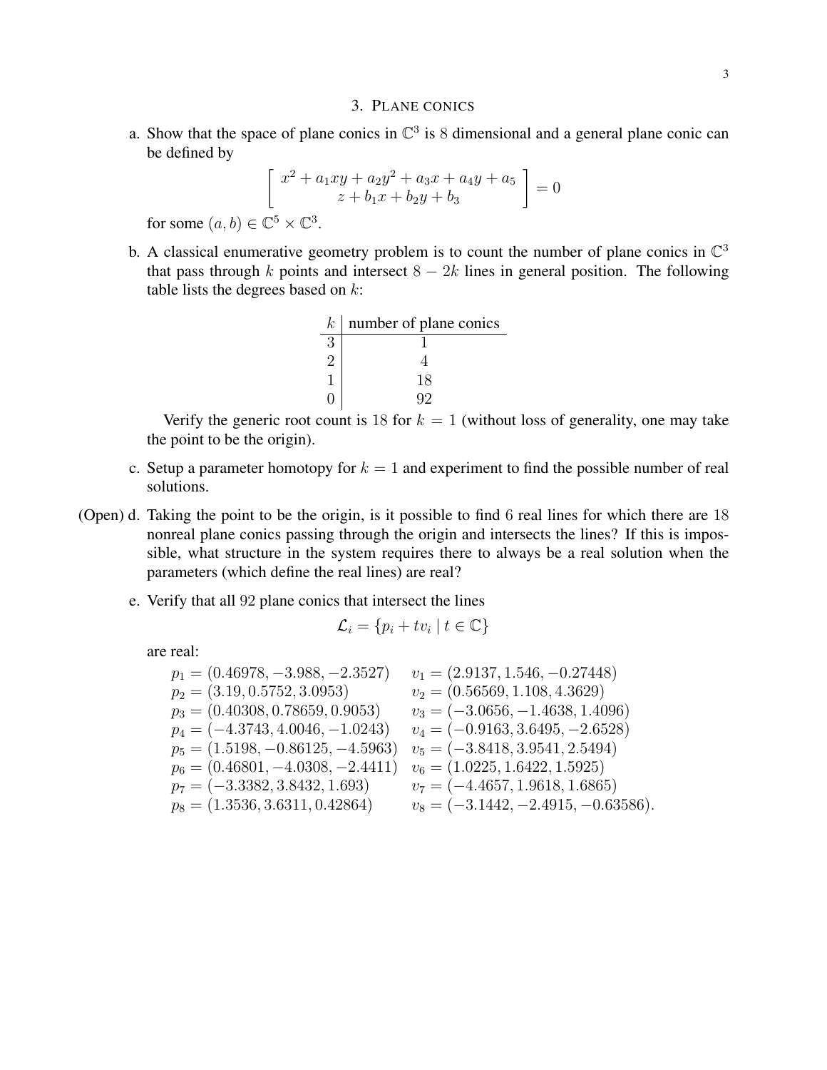## 3. Plane conics

a. Show that the space of plane conics in $\mathbb{C}^3$ is 8 dimensional and a general plane conic can be defined by

$$\begin{bmatrix} x^2 + a_1xy + a_2y^2 + a_3x + a_4y + a_5 \\ z + b_1x + b_2y + b_3 \end{bmatrix} = 0$$

for some $(a, b) \in \mathbb{C}^5 \times \mathbb{C}^3$.

b. A classical enumerative geometry problem is to count the number of plane conics in $\mathbb{C}^3$ that pass through $k$ points and intersect $8 - 2k$ lines in general position. The following table lists the degrees based on $k$:

| $k$ | number of plane conics |
|---|---|
| 3 | 1 |
| 2 | 4 |
| 1 | 18 |
| 0 | 92 |

Verify the generic root count is 18 for $k = 1$ (without loss of generality, one may take the point to be the origin).

c. Setup a parameter homotopy for $k = 1$ and experiment to find the possible number of real solutions.

(Open) d. Taking the point to be the origin, is it possible to find 6 real lines for which there are 18 nonreal plane conics passing through the origin and intersects the lines? If this is impossible, what structure in the system requires there to always be a real solution when the parameters (which define the real lines) are real?

e. Verify that all 92 plane conics that intersect the lines

$$\mathcal{L}_i = \{p_i + tv_i \mid t \in \mathbb{C}\}$$

are real:

$p_1 = (0.46978, -3.988, -2.3527)$ $\quad v_1 = (2.9137, 1.546, -0.27448)$
$p_2 = (3.19, 0.5752, 3.0953)$ $\quad v_2 = (0.56569, 1.108, 4.3629)$
$p_3 = (0.40308, 0.78659, 0.9053)$ $\quad v_3 = (-3.0656, -1.4638, 1.4096)$
$p_4 = (-4.3743, 4.0046, -1.0243)$ $\quad v_4 = (-0.9163, 3.6495, -2.6528)$
$p_5 = (1.5198, -0.86125, -4.5963)$ $\quad v_5 = (-3.8418, 3.9541, 2.5494)$
$p_6 = (0.46801, -4.0308, -2.4411)$ $\quad v_6 = (1.0225, 1.6422, 1.5925)$
$p_7 = (-3.3382, 3.8432, 1.693)$ $\quad v_7 = (-4.4657, 1.9618, 1.6865)$
$p_8 = (1.3536, 3.6311, 0.42864)$ $\quad v_8 = (-3.1442, -2.4915, -0.63586)$.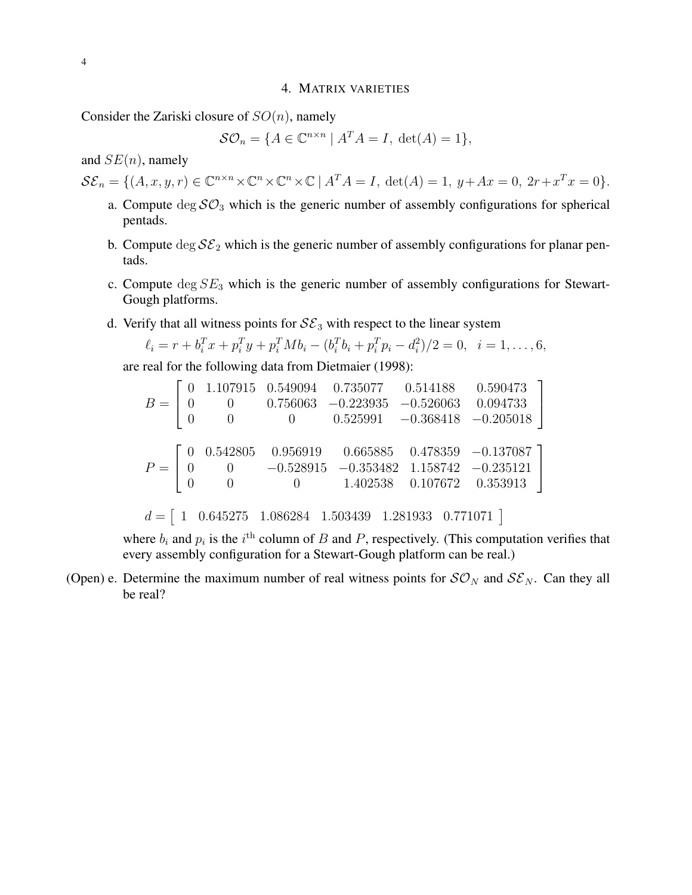## 4. Matrix varieties

Consider the Zariski closure of $SO(n)$, namely

$$\mathcal{SO}_n = \{A \in \mathbb{C}^{n\times n} \mid A^T A = I,\ \det(A) = 1\},$$

and $SE(n)$, namely

$$\mathcal{SE}_n = \{(A, x, y, r) \in \mathbb{C}^{n\times n} \times \mathbb{C}^n \times \mathbb{C}^n \times \mathbb{C} \mid A^T A = I,\ \det(A) = 1,\ y + Ax = 0,\ 2r + x^T x = 0\}.$$

a. Compute $\deg \mathcal{SO}_3$ which is the generic number of assembly configurations for spherical pentads.

b. Compute $\deg \mathcal{SE}_2$ which is the generic number of assembly configurations for planar pentads.

c. Compute $\deg SE_3$ which is the generic number of assembly configurations for Stewart-Gough platforms.

d. Verify that all witness points for $\mathcal{SE}_3$ with respect to the linear system

$$\ell_i = r + b_i^T x + p_i^T y + p_i^T M b_i - (b_i^T b_i + p_i^T p_i - d_i^2)/2 = 0, \quad i = 1, \ldots, 6,$$

are real for the following data from Dietmaier (1998):

$$B = \begin{bmatrix} 0 & 1.107915 & 0.549094 & 0.735077 & 0.514188 & 0.590473 \\ 0 & 0 & 0.756063 & -0.223935 & -0.526063 & 0.094733 \\ 0 & 0 & 0 & 0.525991 & -0.368418 & -0.205018 \end{bmatrix}$$

$$P = \begin{bmatrix} 0 & 0.542805 & 0.956919 & 0.665885 & 0.478359 & -0.137087 \\ 0 & 0 & -0.528915 & -0.353482 & 1.158742 & -0.235121 \\ 0 & 0 & 0 & 1.402538 & 0.107672 & 0.353913 \end{bmatrix}$$

$$d = \begin{bmatrix} 1 & 0.645275 & 1.086284 & 1.503439 & 1.281933 & 0.771071 \end{bmatrix}$$

where $b_i$ and $p_i$ is the $i^{\text{th}}$ column of $B$ and $P$, respectively. (This computation verifies that every assembly configuration for a Stewart-Gough platform can be real.)

(Open) e. Determine the maximum number of real witness points for $\mathcal{SO}_N$ and $\mathcal{SE}_N$. Can they all be real?